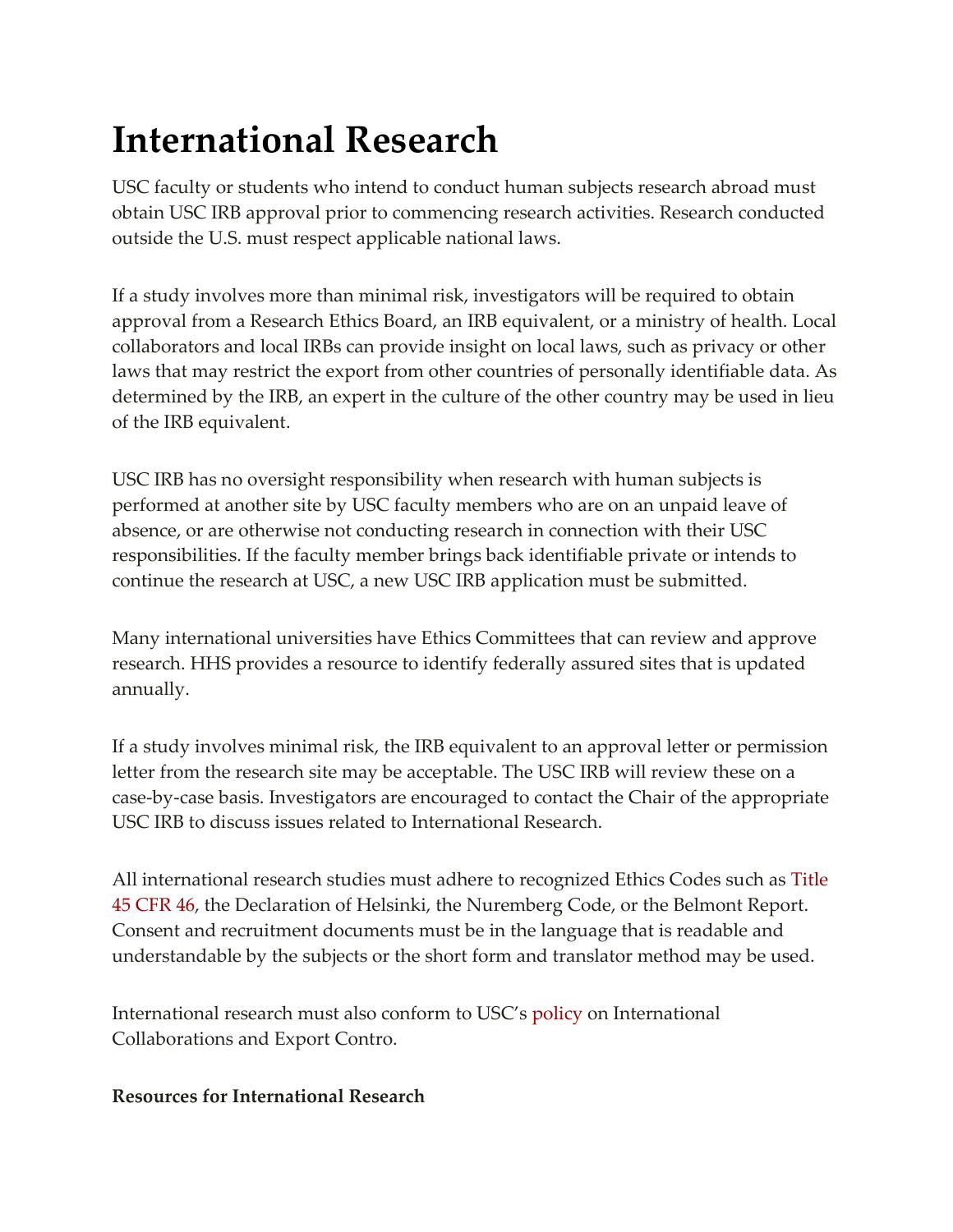# International Research

USC faculty or students who intend to conduct human subjects research abroad must obtain USC IRB approval prior to commencing research activities. Research conducted outside the U.S. must respect applicable national laws.

If a study involves more than minimal risk, investigators will be required to obtain approval from a Research Ethics Board, an IRB equivalent, or a ministry of health. Local collaborators and local IRBs can provide insight on local laws, such as privacy or other laws that may restrict the export from other countries of personally identifiable data. As determined by the IRB, an expert in the culture of the other country may be used in lieu of the IRB equivalent.

USC IRB has no oversight responsibility when research with human subjects is performed at another site by USC faculty members who are on an unpaid leave of absence, or are otherwise not conducting research in connection with their USC responsibilities. If the faculty member brings back identifiable private or intends to continue the research at USC, a new USC IRB application must be submitted.

Many international universities have Ethics Committees that can review and approve research. HHS provides a resource to identify federally assured sites that is updated annually.

If a study involves minimal risk, the IRB equivalent to an approval letter or permission letter from the research site may be acceptable. The USC IRB will review these on a case-by-case basis. Investigators are encouraged to contact the Chair of the appropriate USC IRB to discuss issues related to International Research.

All international research studies must adhere to recognized Ethics Codes such as Title 45 CFR 46, the Declaration of Helsinki, the Nuremberg Code, or the Belmont Report. Consent and recruitment documents must be in the language that is readable and understandable by the subjects or the short form and translator method may be used.

International research must also conform to USC's policy on International Collaborations and Export Contro.

**Resources for International Research**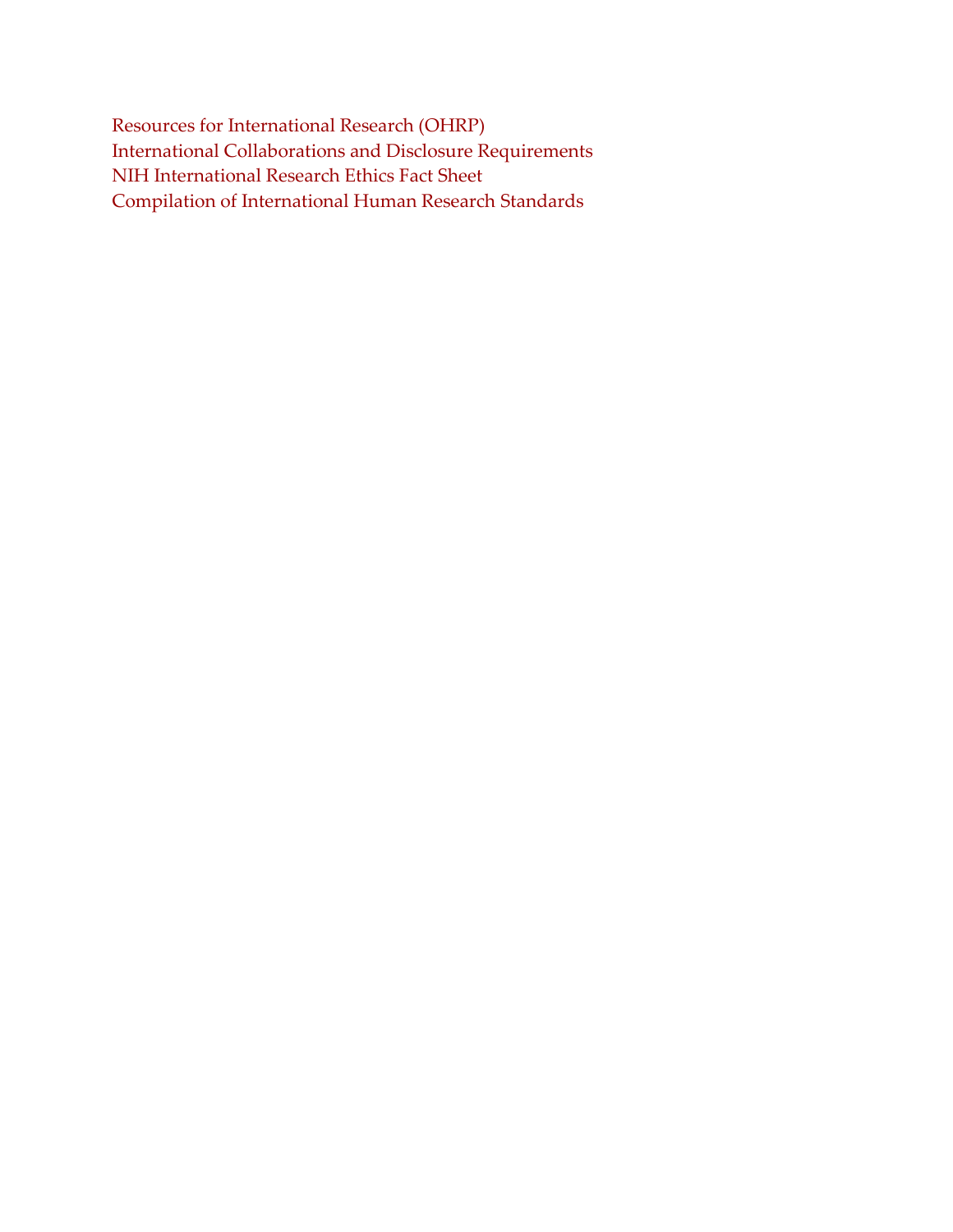Resources for International Research (OHRP)
International Collaborations and Disclosure Requirements
NIH International Research Ethics Fact Sheet
Compilation of International Human Research Standards